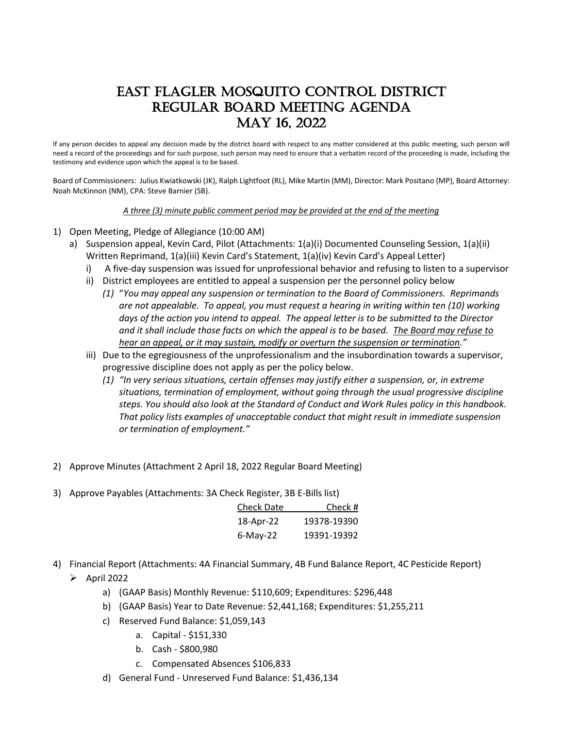# EAST FLAGLER MOSQUITO CONTROL DISTRICT
# REGULAR BOARD MEETING AGENDA
# MAY 16, 2022

If any person decides to appeal any decision made by the district board with respect to any matter considered at this public meeting, such person will need a record of the proceedings and for such purpose, such person may need to ensure that a verbatim record of the proceeding is made, including the testimony and evidence upon which the appeal is to be based.

Board of Commissioners: Julius Kwiatkowski (JK), Ralph Lightfoot (RL), Mike Martin (MM), Director: Mark Positano (MP), Board Attorney: Noah McKinnon (NM), CPA: Steve Barnier (SB).

*A three (3) minute public comment period may be provided at the end of the meeting*

1) Open Meeting, Pledge of Allegiance (10:00 AM)
   a) Suspension appeal, Kevin Card, Pilot (Attachments: 1(a)(i) Documented Counseling Session, 1(a)(ii) Written Reprimand, 1(a)(iii) Kevin Card's Statement, 1(a)(iv) Kevin Card's Appeal Letter)
      i) A five-day suspension was issued for unprofessional behavior and refusing to listen to a supervisor
      ii) District employees are entitled to appeal a suspension per the personnel policy below
         (1) *"You may appeal any suspension or termination to the Board of Commissioners. Reprimands are not appealable. To appeal, you must request a hearing in writing within ten (10) working days of the action you intend to appeal. The appeal letter is to be submitted to the Director and it shall include those facts on which the appeal is to be based. The Board may refuse to hear an appeal, or it may sustain, modify or overturn the suspension or termination."*
      iii) Due to the egregiousness of the unprofessionalism and the insubordination towards a supervisor, progressive discipline does not apply as per the policy below.
         (1) *"In very serious situations, certain offenses may justify either a suspension, or, in extreme situations, termination of employment, without going through the usual progressive discipline steps. You should also look at the Standard of Conduct and Work Rules policy in this handbook. That policy lists examples of unacceptable conduct that might result in immediate suspension or termination of employment."*

2) Approve Minutes (Attachment 2 April 18, 2022 Regular Board Meeting)

3) Approve Payables (Attachments: 3A Check Register, 3B E-Bills list)

| Check Date | Check # |
|---|---|
| 18-Apr-22 | 19378-19390 |
| 6-May-22 | 19391-19392 |

4) Financial Report (Attachments: 4A Financial Summary, 4B Fund Balance Report, 4C Pesticide Report)
   - April 2022
      a) (GAAP Basis) Monthly Revenue: $110,609; Expenditures: $296,448
      b) (GAAP Basis) Year to Date Revenue: $2,441,168; Expenditures: $1,255,211
      c) Reserved Fund Balance: $1,059,143
         a. Capital - $151,330
         b. Cash - $800,980
         c. Compensated Absences $106,833
      d) General Fund - Unreserved Fund Balance: $1,436,134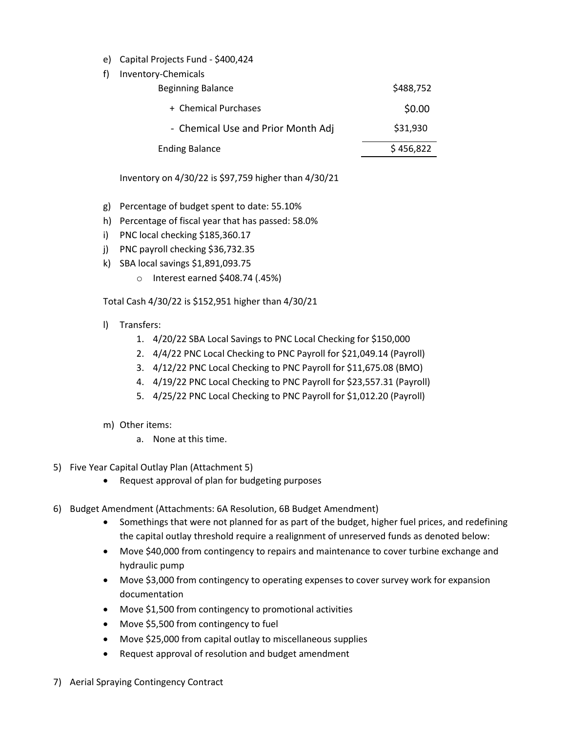e) Capital Projects Fund - $400,424

f) Inventory-Chemicals

| | |
|---|---|
| Beginning Balance | $488,752 |
| + Chemical Purchases | $0.00 |
| - Chemical Use and Prior Month Adj | $31,930 |
| Ending Balance | $ 456,822 |

Inventory on 4/30/22 is $97,759 higher than 4/30/21

g) Percentage of budget spent to date: 55.10%

h) Percentage of fiscal year that has passed: 58.0%

i) PNC local checking $185,360.17

j) PNC payroll checking $36,732.35

k) SBA local savings $1,891,093.75
   - Interest earned $408.74 (.45%)

Total Cash 4/30/22 is $152,951 higher than 4/30/21

l) Transfers:
   1. 4/20/22 SBA Local Savings to PNC Local Checking for $150,000
   2. 4/4/22 PNC Local Checking to PNC Payroll for $21,049.14 (Payroll)
   3. 4/12/22 PNC Local Checking to PNC Payroll for $11,675.08 (BMO)
   4. 4/19/22 PNC Local Checking to PNC Payroll for $23,557.31 (Payroll)
   5. 4/25/22 PNC Local Checking to PNC Payroll for $1,012.20 (Payroll)

m) Other items:
   a. None at this time.

5) Five Year Capital Outlay Plan (Attachment 5)
   - Request approval of plan for budgeting purposes

6) Budget Amendment (Attachments: 6A Resolution, 6B Budget Amendment)
   - Somethings that were not planned for as part of the budget, higher fuel prices, and redefining the capital outlay threshold require a realignment of unreserved funds as denoted below:
   - Move $40,000 from contingency to repairs and maintenance to cover turbine exchange and hydraulic pump
   - Move $3,000 from contingency to operating expenses to cover survey work for expansion documentation
   - Move $1,500 from contingency to promotional activities
   - Move $5,500 from contingency to fuel
   - Move $25,000 from capital outlay to miscellaneous supplies
   - Request approval of resolution and budget amendment

7) Aerial Spraying Contingency Contract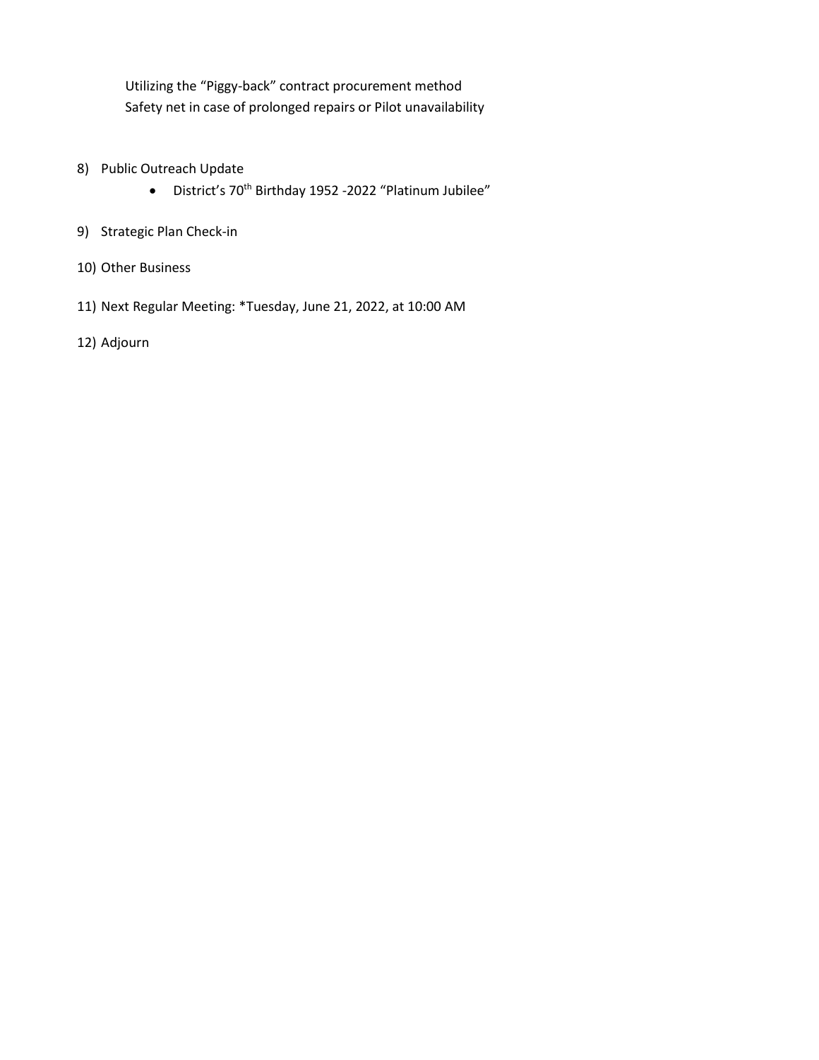Utilizing the "Piggy-back" contract procurement method
Safety net in case of prolonged repairs or Pilot unavailability

8) Public Outreach Update
    - District's 70th Birthday 1952 -2022 "Platinum Jubilee"

9) Strategic Plan Check-in

10) Other Business

11) Next Regular Meeting: *Tuesday, June 21, 2022, at 10:00 AM

12) Adjourn